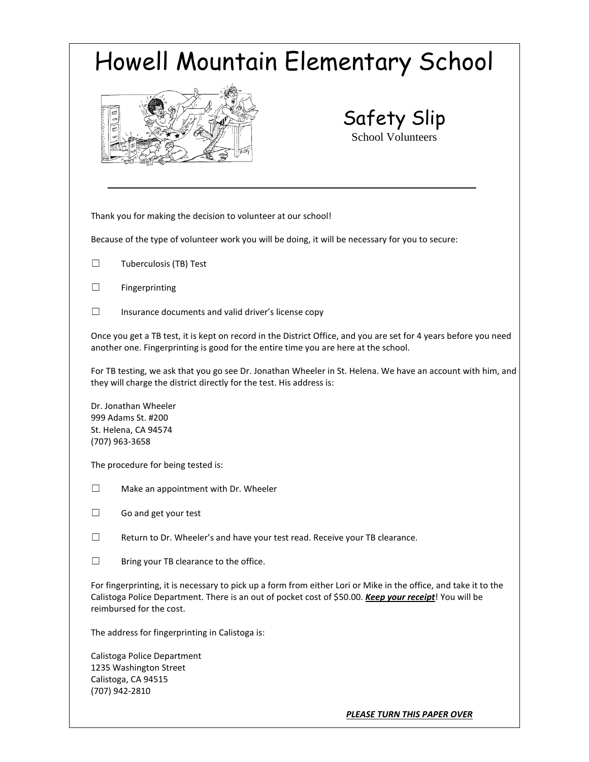# Howell Mountain Elementary School

## Safety Slip

School Volunteers

---

Thank you for making the decision to volunteer at our school!

Because of the type of volunteer work you will be doing, it will be necessary for you to secure:

☐ Tuberculosis (TB) Test

☐ Fingerprinting

☐ Insurance documents and valid driver's license copy

Once you get a TB test, it is kept on record in the District Office, and you are set for 4 years before you need another one. Fingerprinting is good for the entire time you are here at the school.

For TB testing, we ask that you go see Dr. Jonathan Wheeler in St. Helena. We have an account with him, and they will charge the district directly for the test. His address is:

Dr. Jonathan Wheeler
999 Adams St. #200
St. Helena, CA 94574
(707) 963-3658

The procedure for being tested is:

☐ Make an appointment with Dr. Wheeler

☐ Go and get your test

☐ Return to Dr. Wheeler's and have your test read. Receive your TB clearance.

☐ Bring your TB clearance to the office.

For fingerprinting, it is necessary to pick up a form from either Lori or Mike in the office, and take it to the Calistoga Police Department. There is an out of pocket cost of $50.00. ***Keep your receipt***! You will be reimbursed for the cost.

The address for fingerprinting in Calistoga is:

Calistoga Police Department
1235 Washington Street
Calistoga, CA 94515
(707) 942-2810

***PLEASE TURN THIS PAPER OVER***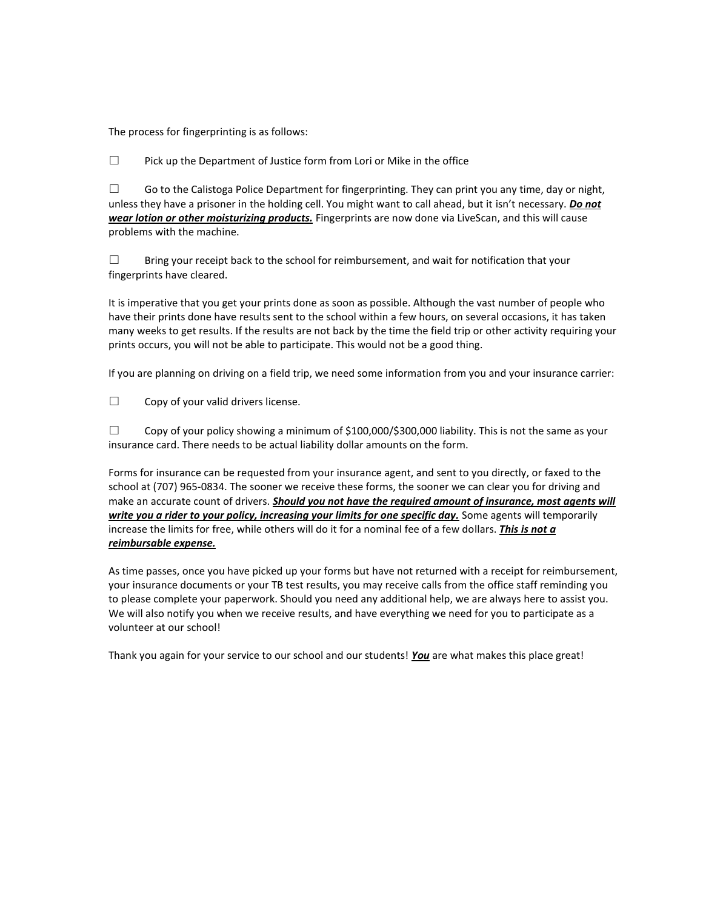The process for fingerprinting is as follows:

☐ Pick up the Department of Justice form from Lori or Mike in the office

☐ Go to the Calistoga Police Department for fingerprinting. They can print you any time, day or night, unless they have a prisoner in the holding cell. You might want to call ahead, but it isn't necessary. ***Do not wear lotion or other moisturizing products.*** Fingerprints are now done via LiveScan, and this will cause problems with the machine.

☐ Bring your receipt back to the school for reimbursement, and wait for notification that your fingerprints have cleared.

It is imperative that you get your prints done as soon as possible. Although the vast number of people who have their prints done have results sent to the school within a few hours, on several occasions, it has taken many weeks to get results. If the results are not back by the time the field trip or other activity requiring your prints occurs, you will not be able to participate. This would not be a good thing.

If you are planning on driving on a field trip, we need some information from you and your insurance carrier:

☐ Copy of your valid drivers license.

☐ Copy of your policy showing a minimum of $100,000/$300,000 liability. This is not the same as your insurance card. There needs to be actual liability dollar amounts on the form.

Forms for insurance can be requested from your insurance agent, and sent to you directly, or faxed to the school at (707) 965-0834. The sooner we receive these forms, the sooner we can clear you for driving and make an accurate count of drivers. ***Should you not have the required amount of insurance, most agents will write you a rider to your policy, increasing your limits for one specific day.*** Some agents will temporarily increase the limits for free, while others will do it for a nominal fee of a few dollars. ***This is not a reimbursable expense.***

As time passes, once you have picked up your forms but have not returned with a receipt for reimbursement, your insurance documents or your TB test results, you may receive calls from the office staff reminding you to please complete your paperwork. Should you need any additional help, we are always here to assist you. We will also notify you when we receive results, and have everything we need for you to participate as a volunteer at our school!

Thank you again for your service to our school and our students! ***You*** are what makes this place great!